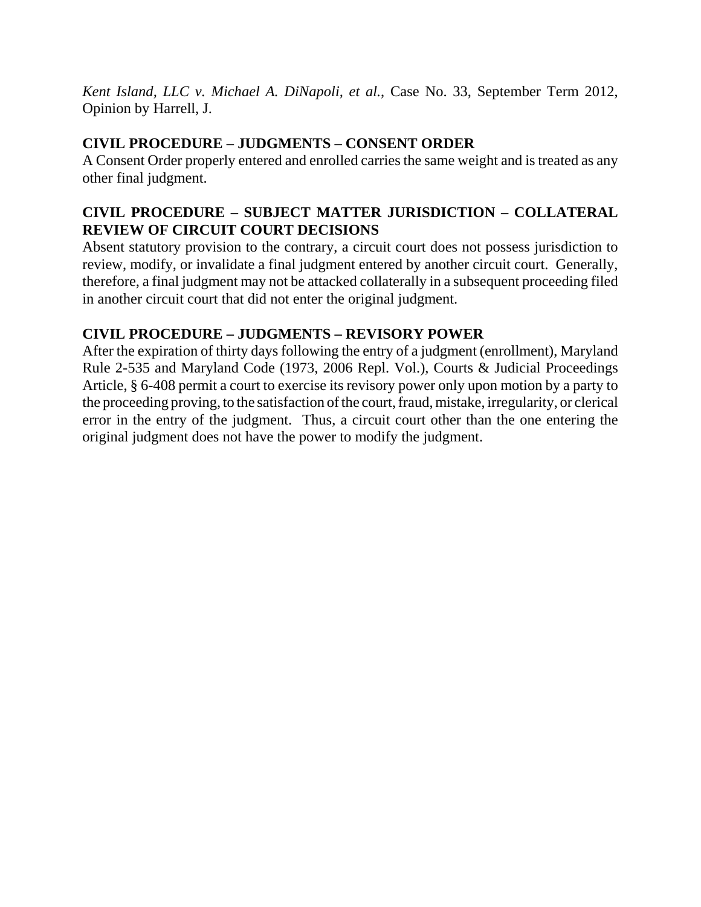*Kent Island, LLC v. Michael A. DiNapoli, et al.*, Case No. 33, September Term 2012, Opinion by Harrell, J.

**CIVIL PROCEDURE – JUDGMENTS – CONSENT ORDER**

A Consent Order properly entered and enrolled carries the same weight and is treated as any other final judgment.

**CIVIL PROCEDURE – SUBJECT MATTER JURISDICTION – COLLATERAL REVIEW OF CIRCUIT COURT DECISIONS**

Absent statutory provision to the contrary, a circuit court does not possess jurisdiction to review, modify, or invalidate a final judgment entered by another circuit court. Generally, therefore, a final judgment may not be attacked collaterally in a subsequent proceeding filed in another circuit court that did not enter the original judgment.

**CIVIL PROCEDURE – JUDGMENTS – REVISORY POWER**

After the expiration of thirty days following the entry of a judgment (enrollment), Maryland Rule 2-535 and Maryland Code (1973, 2006 Repl. Vol.), Courts & Judicial Proceedings Article, § 6-408 permit a court to exercise its revisory power only upon motion by a party to the proceeding proving, to the satisfaction of the court, fraud, mistake, irregularity, or clerical error in the entry of the judgment. Thus, a circuit court other than the one entering the original judgment does not have the power to modify the judgment.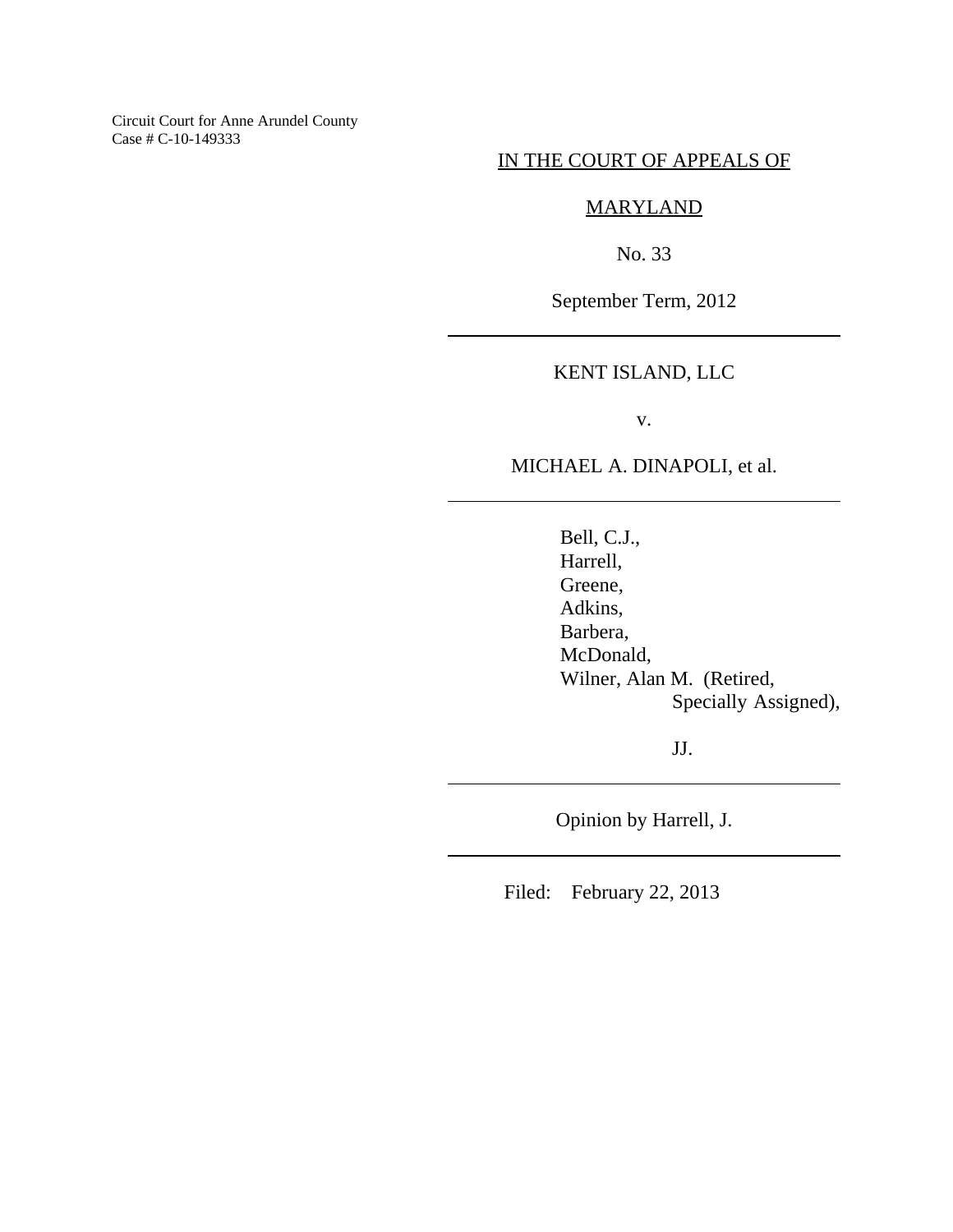Circuit Court for Anne Arundel County
Case # C-10-149333

IN THE COURT OF APPEALS OF

MARYLAND

No. 33

September Term, 2012

---

KENT ISLAND, LLC

v.

MICHAEL A. DINAPOLI, et al.

---

Bell, C.J.,
Harrell,
Greene,
Adkins,
Barbera,
McDonald,
Wilner, Alan M. (Retired,
Specially Assigned),

JJ.

---

Opinion by Harrell, J.

---

Filed: February 22, 2013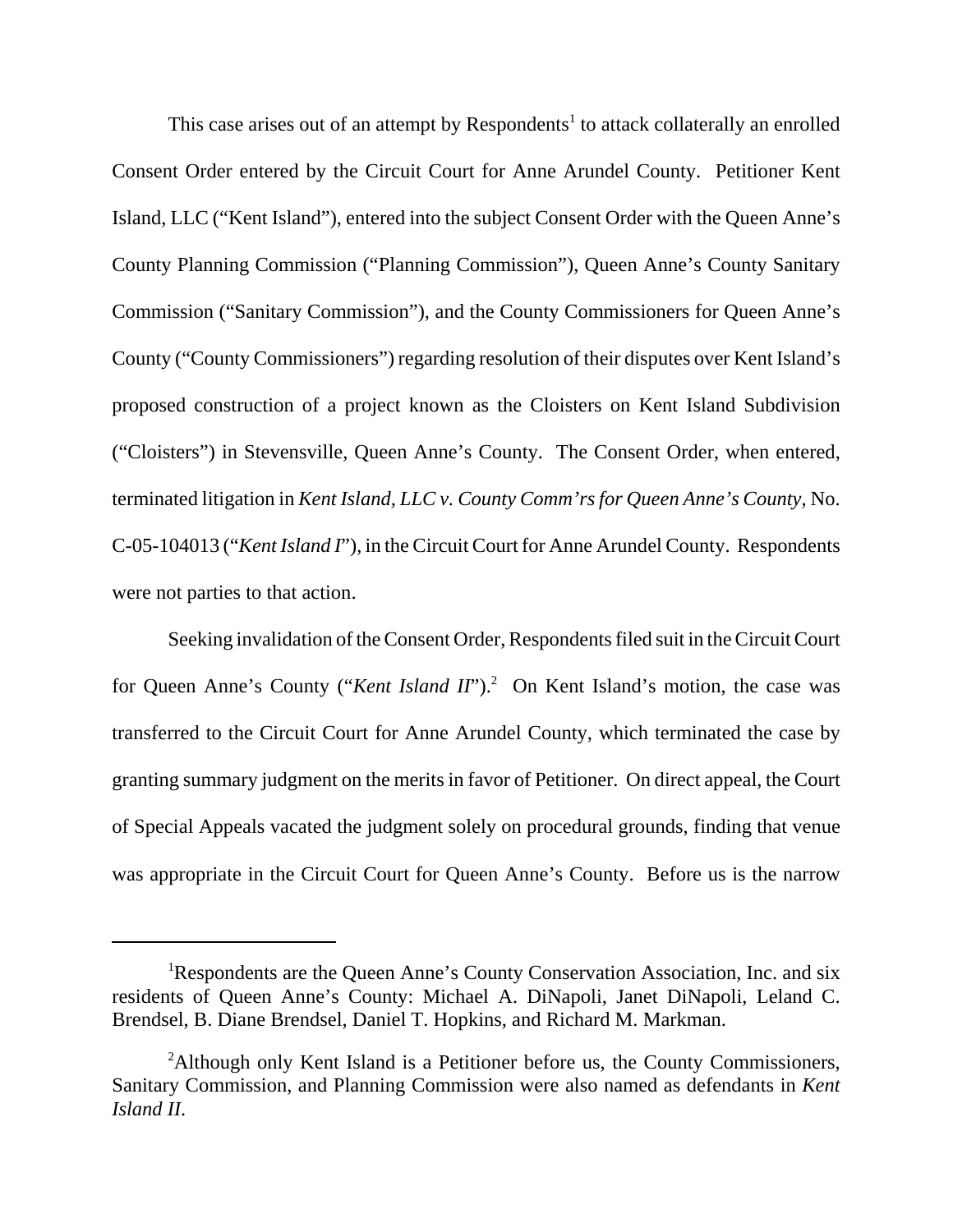This case arises out of an attempt by Respondents[1] to attack collaterally an enrolled Consent Order entered by the Circuit Court for Anne Arundel County. Petitioner Kent Island, LLC ("Kent Island"), entered into the subject Consent Order with the Queen Anne's County Planning Commission ("Planning Commission"), Queen Anne's County Sanitary Commission ("Sanitary Commission"), and the County Commissioners for Queen Anne's County ("County Commissioners") regarding resolution of their disputes over Kent Island's proposed construction of a project known as the Cloisters on Kent Island Subdivision ("Cloisters") in Stevensville, Queen Anne's County. The Consent Order, when entered, terminated litigation in *Kent Island, LLC v. County Comm'rs for Queen Anne's County*, No. C-05-104013 ("*Kent Island I*"), in the Circuit Court for Anne Arundel County. Respondents were not parties to that action.

Seeking invalidation of the Consent Order, Respondents filed suit in the Circuit Court for Queen Anne's County ("*Kent Island II*").[2] On Kent Island's motion, the case was transferred to the Circuit Court for Anne Arundel County, which terminated the case by granting summary judgment on the merits in favor of Petitioner. On direct appeal, the Court of Special Appeals vacated the judgment solely on procedural grounds, finding that venue was appropriate in the Circuit Court for Queen Anne's County. Before us is the narrow

---

[1]Respondents are the Queen Anne's County Conservation Association, Inc. and six residents of Queen Anne's County: Michael A. DiNapoli, Janet DiNapoli, Leland C. Brendsel, B. Diane Brendsel, Daniel T. Hopkins, and Richard M. Markman.

[2]Although only Kent Island is a Petitioner before us, the County Commissioners, Sanitary Commission, and Planning Commission were also named as defendants in *Kent Island II*.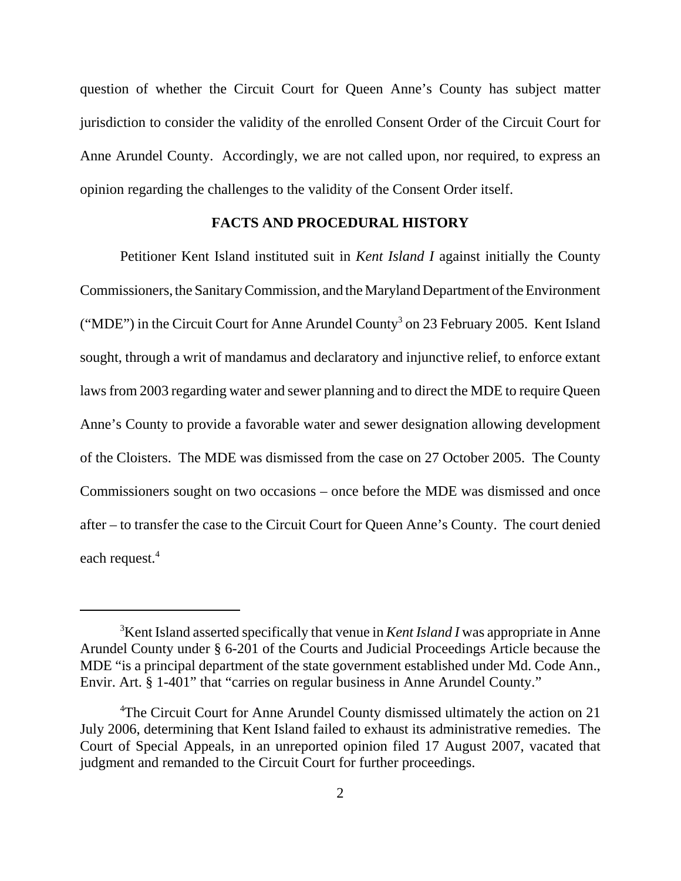question of whether the Circuit Court for Queen Anne's County has subject matter jurisdiction to consider the validity of the enrolled Consent Order of the Circuit Court for Anne Arundel County. Accordingly, we are not called upon, nor required, to express an opinion regarding the challenges to the validity of the Consent Order itself.

## FACTS AND PROCEDURAL HISTORY

Petitioner Kent Island instituted suit in *Kent Island I* against initially the County Commissioners, the Sanitary Commission, and the Maryland Department of the Environment ("MDE") in the Circuit Court for Anne Arundel County[3] on 23 February 2005. Kent Island sought, through a writ of mandamus and declaratory and injunctive relief, to enforce extant laws from 2003 regarding water and sewer planning and to direct the MDE to require Queen Anne's County to provide a favorable water and sewer designation allowing development of the Cloisters. The MDE was dismissed from the case on 27 October 2005. The County Commissioners sought on two occasions – once before the MDE was dismissed and once after – to transfer the case to the Circuit Court for Queen Anne's County. The court denied each request.[4]

---

[3]Kent Island asserted specifically that venue in *Kent Island I* was appropriate in Anne Arundel County under § 6-201 of the Courts and Judicial Proceedings Article because the MDE "is a principal department of the state government established under Md. Code Ann., Envir. Art. § 1-401" that "carries on regular business in Anne Arundel County."

[4]The Circuit Court for Anne Arundel County dismissed ultimately the action on 21 July 2006, determining that Kent Island failed to exhaust its administrative remedies. The Court of Special Appeals, in an unreported opinion filed 17 August 2007, vacated that judgment and remanded to the Circuit Court for further proceedings.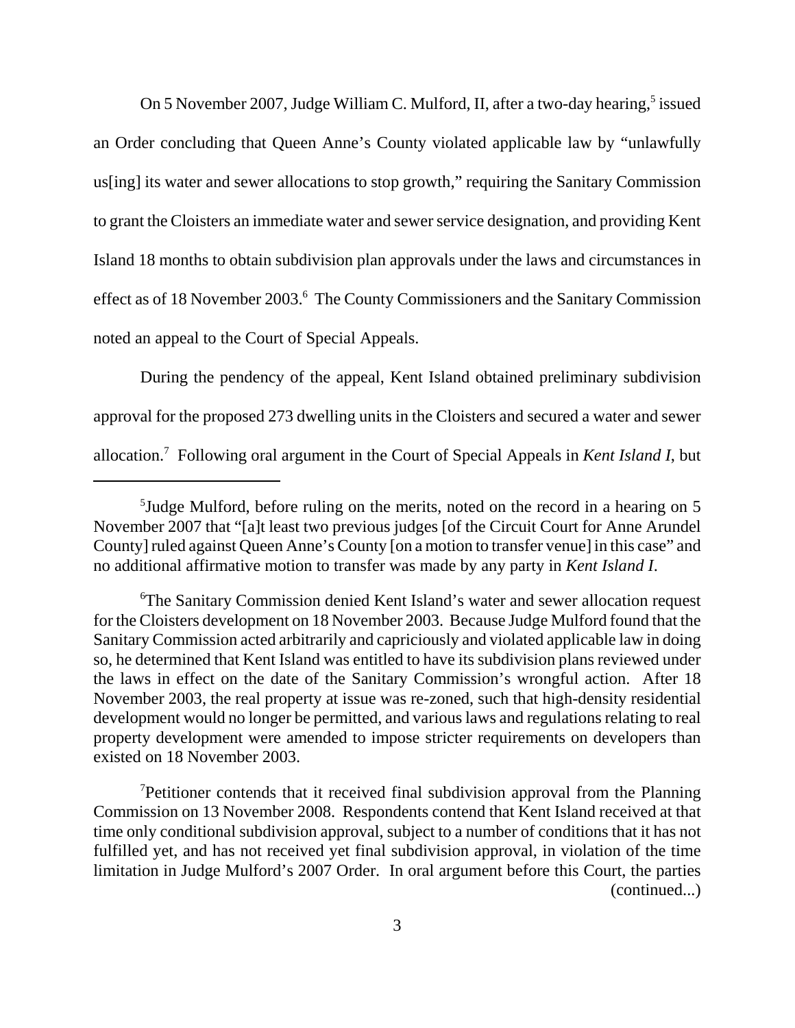On 5 November 2007, Judge William C. Mulford, II, after a two-day hearing,[5] issued an Order concluding that Queen Anne's County violated applicable law by "unlawfully us[ing] its water and sewer allocations to stop growth," requiring the Sanitary Commission to grant the Cloisters an immediate water and sewer service designation, and providing Kent Island 18 months to obtain subdivision plan approvals under the laws and circumstances in effect as of 18 November 2003.[6] The County Commissioners and the Sanitary Commission noted an appeal to the Court of Special Appeals.

During the pendency of the appeal, Kent Island obtained preliminary subdivision approval for the proposed 273 dwelling units in the Cloisters and secured a water and sewer allocation.[7] Following oral argument in the Court of Special Appeals in *Kent Island I*, but

---

[5]Judge Mulford, before ruling on the merits, noted on the record in a hearing on 5 November 2007 that "[a]t least two previous judges [of the Circuit Court for Anne Arundel County] ruled against Queen Anne's County [on a motion to transfer venue] in this case" and no additional affirmative motion to transfer was made by any party in *Kent Island I*.

[6]The Sanitary Commission denied Kent Island's water and sewer allocation request for the Cloisters development on 18 November 2003. Because Judge Mulford found that the Sanitary Commission acted arbitrarily and capriciously and violated applicable law in doing so, he determined that Kent Island was entitled to have its subdivision plans reviewed under the laws in effect on the date of the Sanitary Commission's wrongful action. After 18 November 2003, the real property at issue was re-zoned, such that high-density residential development would no longer be permitted, and various laws and regulations relating to real property development were amended to impose stricter requirements on developers than existed on 18 November 2003.

[7]Petitioner contends that it received final subdivision approval from the Planning Commission on 13 November 2008. Respondents contend that Kent Island received at that time only conditional subdivision approval, subject to a number of conditions that it has not fulfilled yet, and has not received yet final subdivision approval, in violation of the time limitation in Judge Mulford's 2007 Order. In oral argument before this Court, the parties (continued...)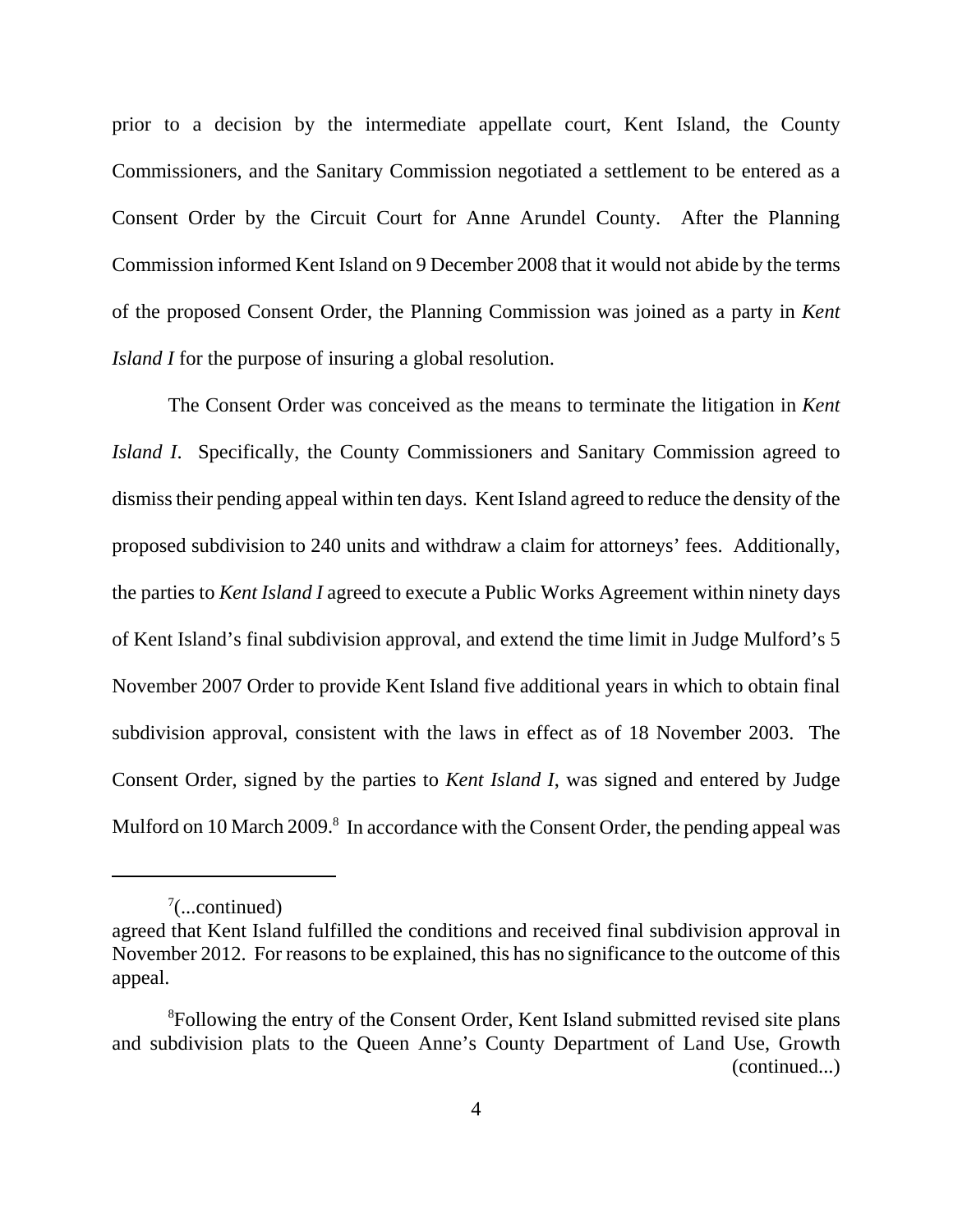prior to a decision by the intermediate appellate court, Kent Island, the County Commissioners, and the Sanitary Commission negotiated a settlement to be entered as a Consent Order by the Circuit Court for Anne Arundel County. After the Planning Commission informed Kent Island on 9 December 2008 that it would not abide by the terms of the proposed Consent Order, the Planning Commission was joined as a party in *Kent Island I* for the purpose of insuring a global resolution.

The Consent Order was conceived as the means to terminate the litigation in *Kent Island I*. Specifically, the County Commissioners and Sanitary Commission agreed to dismiss their pending appeal within ten days. Kent Island agreed to reduce the density of the proposed subdivision to 240 units and withdraw a claim for attorneys' fees. Additionally, the parties to *Kent Island I* agreed to execute a Public Works Agreement within ninety days of Kent Island's final subdivision approval, and extend the time limit in Judge Mulford's 5 November 2007 Order to provide Kent Island five additional years in which to obtain final subdivision approval, consistent with the laws in effect as of 18 November 2003. The Consent Order, signed by the parties to *Kent Island I*, was signed and entered by Judge Mulford on 10 March 2009.[8] In accordance with the Consent Order, the pending appeal was

---

[7](...continued)
agreed that Kent Island fulfilled the conditions and received final subdivision approval in November 2012. For reasons to be explained, this has no significance to the outcome of this appeal.

[8]Following the entry of the Consent Order, Kent Island submitted revised site plans and subdivision plats to the Queen Anne's County Department of Land Use, Growth (continued...)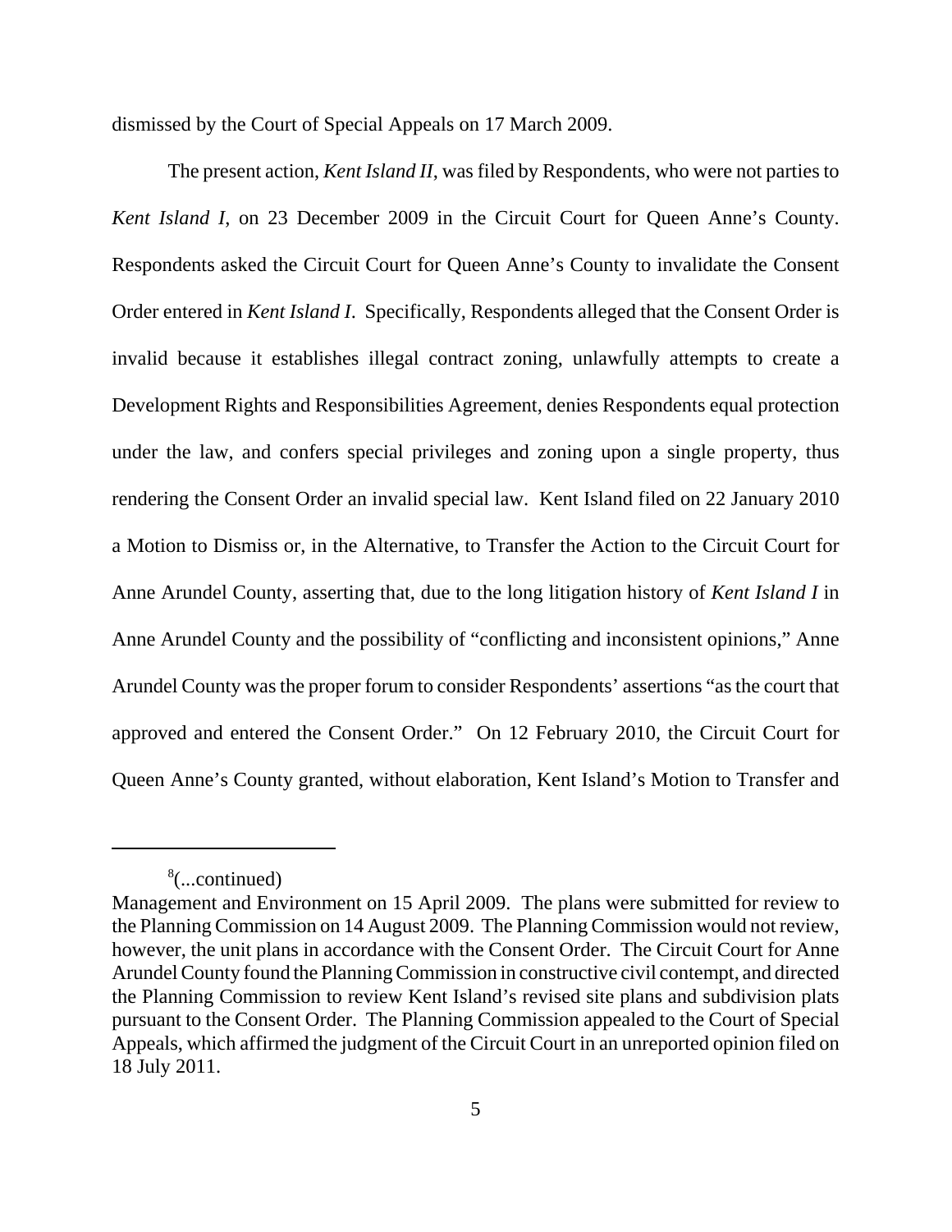dismissed by the Court of Special Appeals on 17 March 2009.

The present action, *Kent Island II*, was filed by Respondents, who were not parties to *Kent Island I*, on 23 December 2009 in the Circuit Court for Queen Anne's County. Respondents asked the Circuit Court for Queen Anne's County to invalidate the Consent Order entered in *Kent Island I*. Specifically, Respondents alleged that the Consent Order is invalid because it establishes illegal contract zoning, unlawfully attempts to create a Development Rights and Responsibilities Agreement, denies Respondents equal protection under the law, and confers special privileges and zoning upon a single property, thus rendering the Consent Order an invalid special law. Kent Island filed on 22 January 2010 a Motion to Dismiss or, in the Alternative, to Transfer the Action to the Circuit Court for Anne Arundel County, asserting that, due to the long litigation history of *Kent Island I* in Anne Arundel County and the possibility of "conflicting and inconsistent opinions," Anne Arundel County was the proper forum to consider Respondents' assertions "as the court that approved and entered the Consent Order." On 12 February 2010, the Circuit Court for Queen Anne's County granted, without elaboration, Kent Island's Motion to Transfer and

---

[8](...continued)
Management and Environment on 15 April 2009. The plans were submitted for review to the Planning Commission on 14 August 2009. The Planning Commission would not review, however, the unit plans in accordance with the Consent Order. The Circuit Court for Anne Arundel County found the Planning Commission in constructive civil contempt, and directed the Planning Commission to review Kent Island's revised site plans and subdivision plats pursuant to the Consent Order. The Planning Commission appealed to the Court of Special Appeals, which affirmed the judgment of the Circuit Court in an unreported opinion filed on 18 July 2011.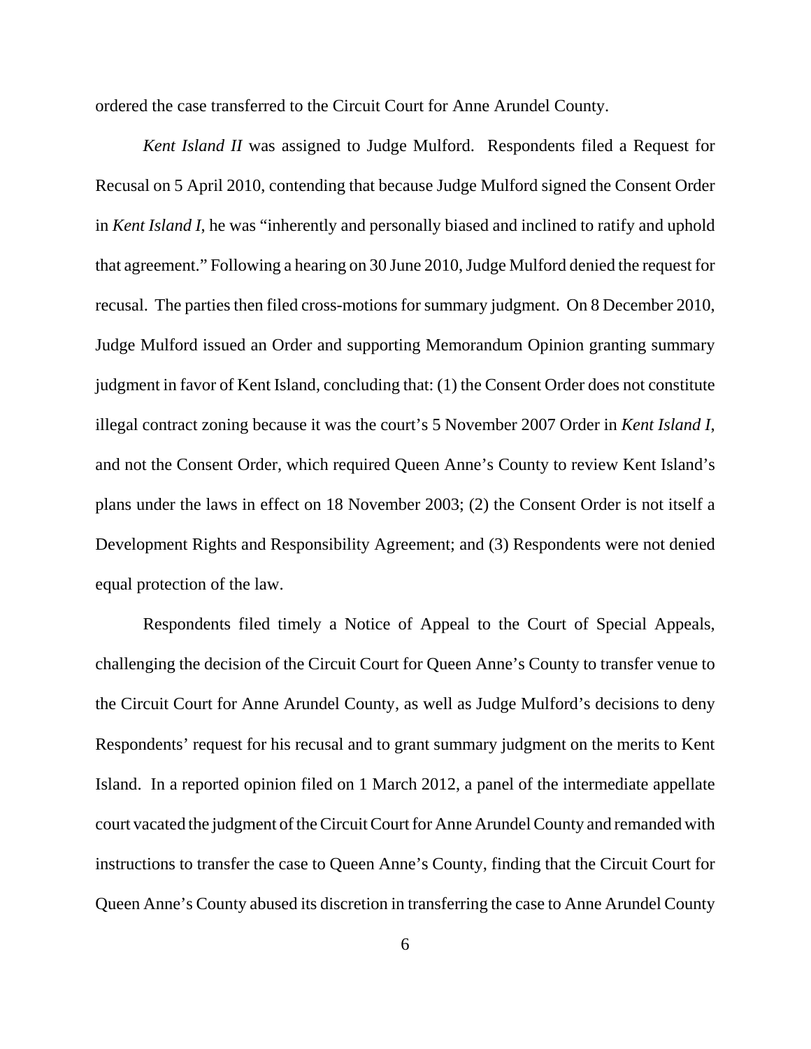ordered the case transferred to the Circuit Court for Anne Arundel County.

*Kent Island II* was assigned to Judge Mulford. Respondents filed a Request for Recusal on 5 April 2010, contending that because Judge Mulford signed the Consent Order in *Kent Island I*, he was "inherently and personally biased and inclined to ratify and uphold that agreement." Following a hearing on 30 June 2010, Judge Mulford denied the request for recusal. The parties then filed cross-motions for summary judgment. On 8 December 2010, Judge Mulford issued an Order and supporting Memorandum Opinion granting summary judgment in favor of Kent Island, concluding that: (1) the Consent Order does not constitute illegal contract zoning because it was the court's 5 November 2007 Order in *Kent Island I*, and not the Consent Order, which required Queen Anne's County to review Kent Island's plans under the laws in effect on 18 November 2003; (2) the Consent Order is not itself a Development Rights and Responsibility Agreement; and (3) Respondents were not denied equal protection of the law.

Respondents filed timely a Notice of Appeal to the Court of Special Appeals, challenging the decision of the Circuit Court for Queen Anne's County to transfer venue to the Circuit Court for Anne Arundel County, as well as Judge Mulford's decisions to deny Respondents' request for his recusal and to grant summary judgment on the merits to Kent Island. In a reported opinion filed on 1 March 2012, a panel of the intermediate appellate court vacated the judgment of the Circuit Court for Anne Arundel County and remanded with instructions to transfer the case to Queen Anne's County, finding that the Circuit Court for Queen Anne's County abused its discretion in transferring the case to Anne Arundel County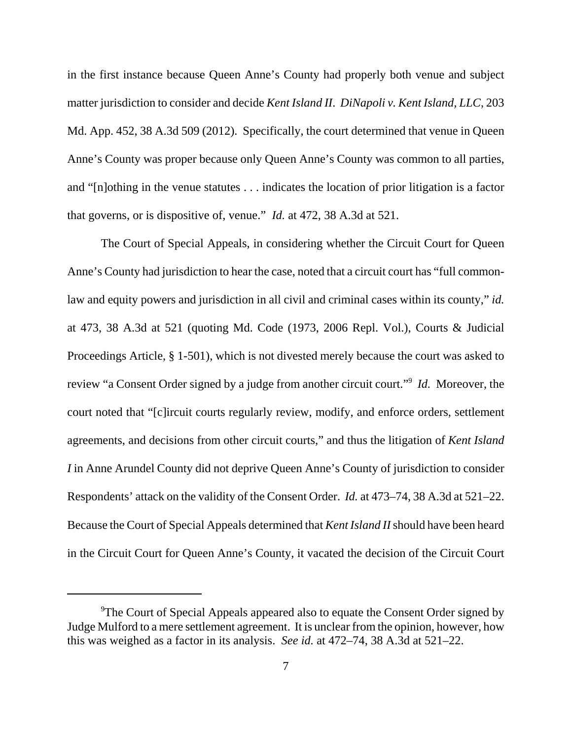in the first instance because Queen Anne's County had properly both venue and subject matter jurisdiction to consider and decide *Kent Island II*. *DiNapoli v. Kent Island, LLC*, 203 Md. App. 452, 38 A.3d 509 (2012). Specifically, the court determined that venue in Queen Anne's County was proper because only Queen Anne's County was common to all parties, and "[n]othing in the venue statutes . . . indicates the location of prior litigation is a factor that governs, or is dispositive of, venue." *Id.* at 472, 38 A.3d at 521.

The Court of Special Appeals, in considering whether the Circuit Court for Queen Anne's County had jurisdiction to hear the case, noted that a circuit court has "full common-law and equity powers and jurisdiction in all civil and criminal cases within its county," *id.* at 473, 38 A.3d at 521 (quoting Md. Code (1973, 2006 Repl. Vol.), Courts & Judicial Proceedings Article, § 1-501), which is not divested merely because the court was asked to review "a Consent Order signed by a judge from another circuit court."[9] *Id.* Moreover, the court noted that "[c]ircuit courts regularly review, modify, and enforce orders, settlement agreements, and decisions from other circuit courts," and thus the litigation of *Kent Island I* in Anne Arundel County did not deprive Queen Anne's County of jurisdiction to consider Respondents' attack on the validity of the Consent Order. *Id.* at 473–74, 38 A.3d at 521–22. Because the Court of Special Appeals determined that *Kent Island II* should have been heard in the Circuit Court for Queen Anne's County, it vacated the decision of the Circuit Court

---

[9] The Court of Special Appeals appeared also to equate the Consent Order signed by Judge Mulford to a mere settlement agreement. It is unclear from the opinion, however, how this was weighed as a factor in its analysis. *See id.* at 472–74, 38 A.3d at 521–22.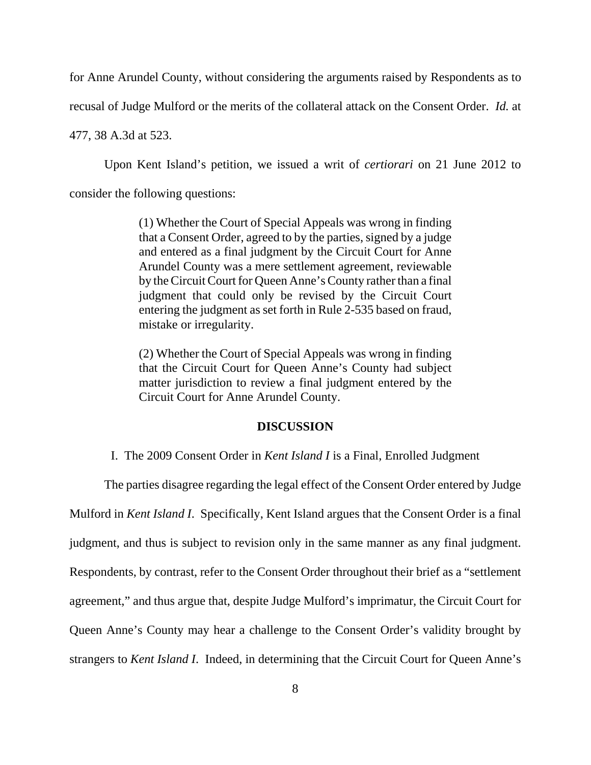for Anne Arundel County, without considering the arguments raised by Respondents as to recusal of Judge Mulford or the merits of the collateral attack on the Consent Order. *Id.* at 477, 38 A.3d at 523.

Upon Kent Island's petition, we issued a writ of *certiorari* on 21 June 2012 to consider the following questions:

> (1) Whether the Court of Special Appeals was wrong in finding that a Consent Order, agreed to by the parties, signed by a judge and entered as a final judgment by the Circuit Court for Anne Arundel County was a mere settlement agreement, reviewable by the Circuit Court for Queen Anne's County rather than a final judgment that could only be revised by the Circuit Court entering the judgment as set forth in Rule 2-535 based on fraud, mistake or irregularity.
>
> (2) Whether the Court of Special Appeals was wrong in finding that the Circuit Court for Queen Anne's County had subject matter jurisdiction to review a final judgment entered by the Circuit Court for Anne Arundel County.

## DISCUSSION

### I. The 2009 Consent Order in *Kent Island I* is a Final, Enrolled Judgment

The parties disagree regarding the legal effect of the Consent Order entered by Judge Mulford in *Kent Island I*. Specifically, Kent Island argues that the Consent Order is a final judgment, and thus is subject to revision only in the same manner as any final judgment. Respondents, by contrast, refer to the Consent Order throughout their brief as a "settlement agreement," and thus argue that, despite Judge Mulford's imprimatur, the Circuit Court for Queen Anne's County may hear a challenge to the Consent Order's validity brought by strangers to *Kent Island I*. Indeed, in determining that the Circuit Court for Queen Anne's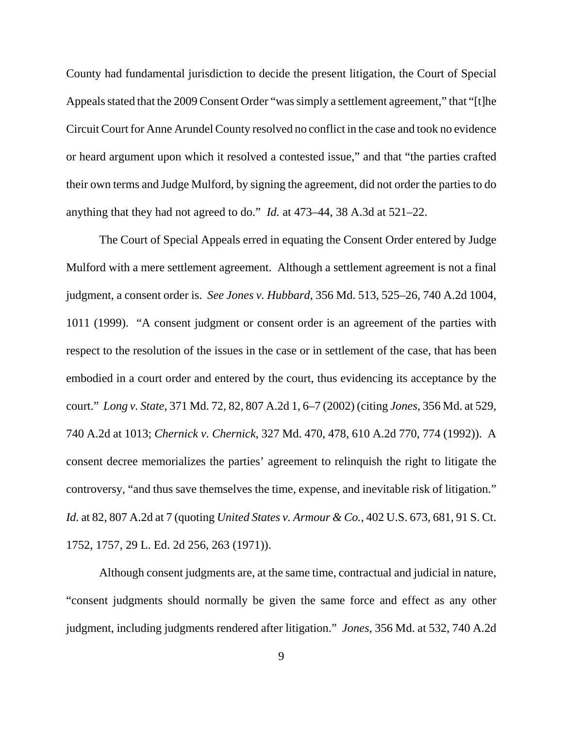County had fundamental jurisdiction to decide the present litigation, the Court of Special Appeals stated that the 2009 Consent Order "was simply a settlement agreement," that "[t]he Circuit Court for Anne Arundel County resolved no conflict in the case and took no evidence or heard argument upon which it resolved a contested issue," and that "the parties crafted their own terms and Judge Mulford, by signing the agreement, did not order the parties to do anything that they had not agreed to do." *Id.* at 473–44, 38 A.3d at 521–22.

The Court of Special Appeals erred in equating the Consent Order entered by Judge Mulford with a mere settlement agreement. Although a settlement agreement is not a final judgment, a consent order is. *See Jones v. Hubbard*, 356 Md. 513, 525–26, 740 A.2d 1004, 1011 (1999). "A consent judgment or consent order is an agreement of the parties with respect to the resolution of the issues in the case or in settlement of the case, that has been embodied in a court order and entered by the court, thus evidencing its acceptance by the court." *Long v. State*, 371 Md. 72, 82, 807 A.2d 1, 6–7 (2002) (citing *Jones*, 356 Md. at 529, 740 A.2d at 1013; *Chernick v. Chernick*, 327 Md. 470, 478, 610 A.2d 770, 774 (1992)). A consent decree memorializes the parties' agreement to relinquish the right to litigate the controversy, "and thus save themselves the time, expense, and inevitable risk of litigation." *Id.* at 82, 807 A.2d at 7 (quoting *United States v. Armour & Co.*, 402 U.S. 673, 681, 91 S. Ct. 1752, 1757, 29 L. Ed. 2d 256, 263 (1971)).

Although consent judgments are, at the same time, contractual and judicial in nature, "consent judgments should normally be given the same force and effect as any other judgment, including judgments rendered after litigation." *Jones*, 356 Md. at 532, 740 A.2d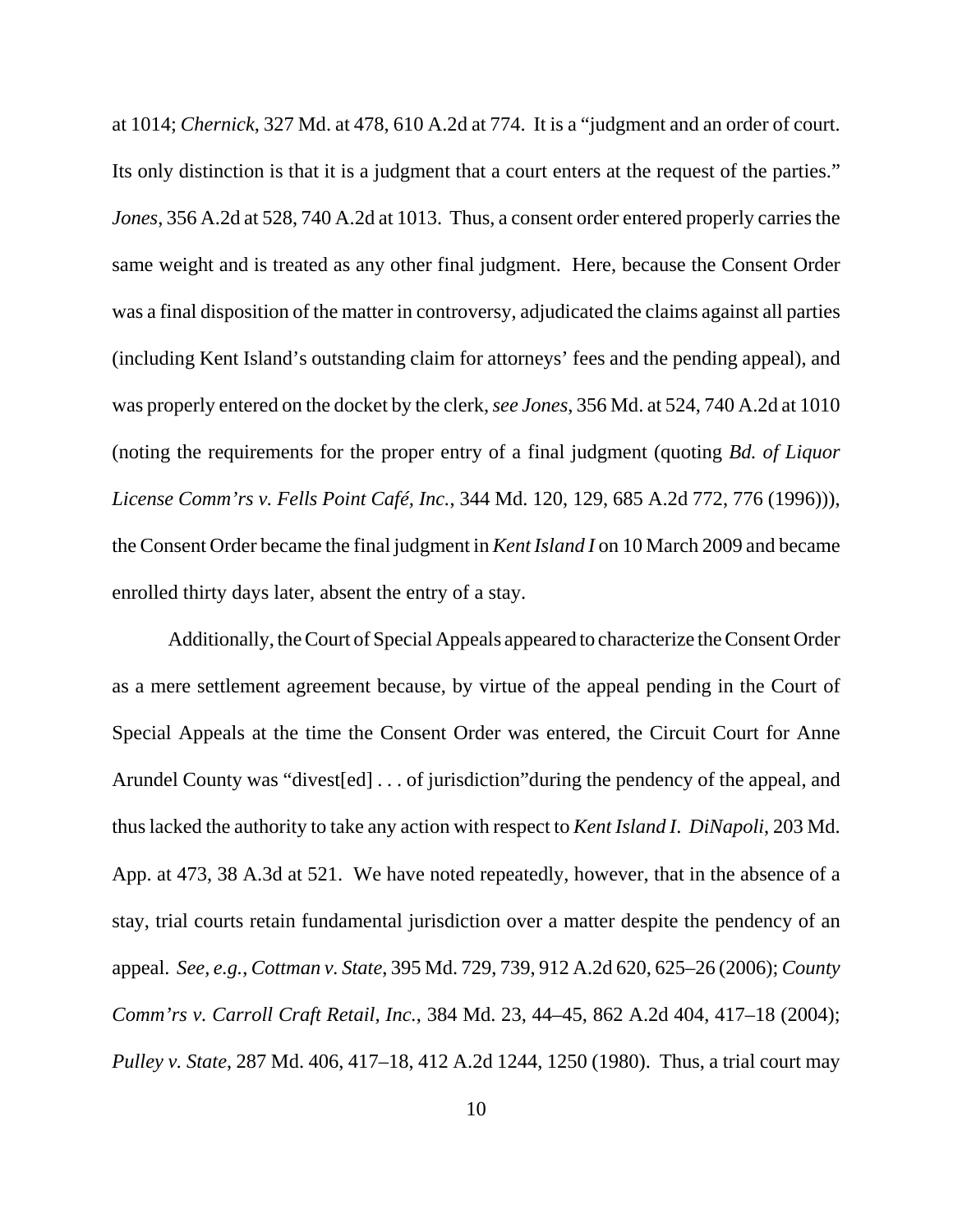at 1014; *Chernick*, 327 Md. at 478, 610 A.2d at 774. It is a "judgment and an order of court. Its only distinction is that it is a judgment that a court enters at the request of the parties." *Jones*, 356 A.2d at 528, 740 A.2d at 1013. Thus, a consent order entered properly carries the same weight and is treated as any other final judgment. Here, because the Consent Order was a final disposition of the matter in controversy, adjudicated the claims against all parties (including Kent Island's outstanding claim for attorneys' fees and the pending appeal), and was properly entered on the docket by the clerk, *see Jones*, 356 Md. at 524, 740 A.2d at 1010 (noting the requirements for the proper entry of a final judgment (quoting *Bd. of Liquor License Comm'rs v. Fells Point Café, Inc.*, 344 Md. 120, 129, 685 A.2d 772, 776 (1996))), the Consent Order became the final judgment in *Kent Island I* on 10 March 2009 and became enrolled thirty days later, absent the entry of a stay.

Additionally, the Court of Special Appeals appeared to characterize the Consent Order as a mere settlement agreement because, by virtue of the appeal pending in the Court of Special Appeals at the time the Consent Order was entered, the Circuit Court for Anne Arundel County was "divest[ed] . . . of jurisdiction"during the pendency of the appeal, and thus lacked the authority to take any action with respect to *Kent Island I*. *DiNapoli*, 203 Md. App. at 473, 38 A.3d at 521. We have noted repeatedly, however, that in the absence of a stay, trial courts retain fundamental jurisdiction over a matter despite the pendency of an appeal. *See, e.g.*, *Cottman v. State*, 395 Md. 729, 739, 912 A.2d 620, 625–26 (2006); *County Comm'rs v. Carroll Craft Retail, Inc.*, 384 Md. 23, 44–45, 862 A.2d 404, 417–18 (2004); *Pulley v. State*, 287 Md. 406, 417–18, 412 A.2d 1244, 1250 (1980). Thus, a trial court may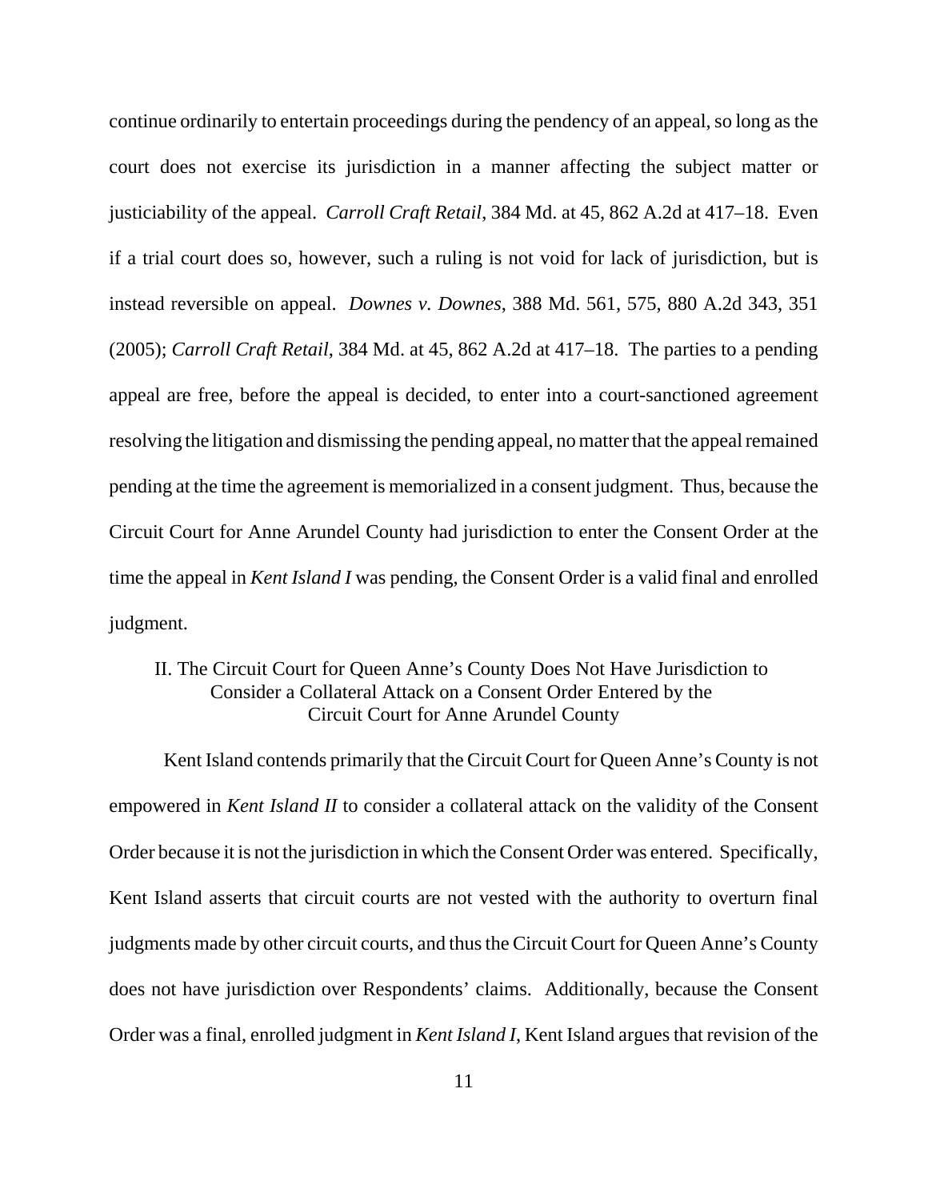continue ordinarily to entertain proceedings during the pendency of an appeal, so long as the court does not exercise its jurisdiction in a manner affecting the subject matter or justiciability of the appeal. *Carroll Craft Retail*, 384 Md. at 45, 862 A.2d at 417–18. Even if a trial court does so, however, such a ruling is not void for lack of jurisdiction, but is instead reversible on appeal. *Downes v. Downes*, 388 Md. 561, 575, 880 A.2d 343, 351 (2005); *Carroll Craft Retail*, 384 Md. at 45, 862 A.2d at 417–18. The parties to a pending appeal are free, before the appeal is decided, to enter into a court-sanctioned agreement resolving the litigation and dismissing the pending appeal, no matter that the appeal remained pending at the time the agreement is memorialized in a consent judgment. Thus, because the Circuit Court for Anne Arundel County had jurisdiction to enter the Consent Order at the time the appeal in *Kent Island I* was pending, the Consent Order is a valid final and enrolled judgment.

## II. The Circuit Court for Queen Anne's County Does Not Have Jurisdiction to Consider a Collateral Attack on a Consent Order Entered by the Circuit Court for Anne Arundel County

Kent Island contends primarily that the Circuit Court for Queen Anne's County is not empowered in *Kent Island II* to consider a collateral attack on the validity of the Consent Order because it is not the jurisdiction in which the Consent Order was entered. Specifically, Kent Island asserts that circuit courts are not vested with the authority to overturn final judgments made by other circuit courts, and thus the Circuit Court for Queen Anne's County does not have jurisdiction over Respondents' claims. Additionally, because the Consent Order was a final, enrolled judgment in *Kent Island I*, Kent Island argues that revision of the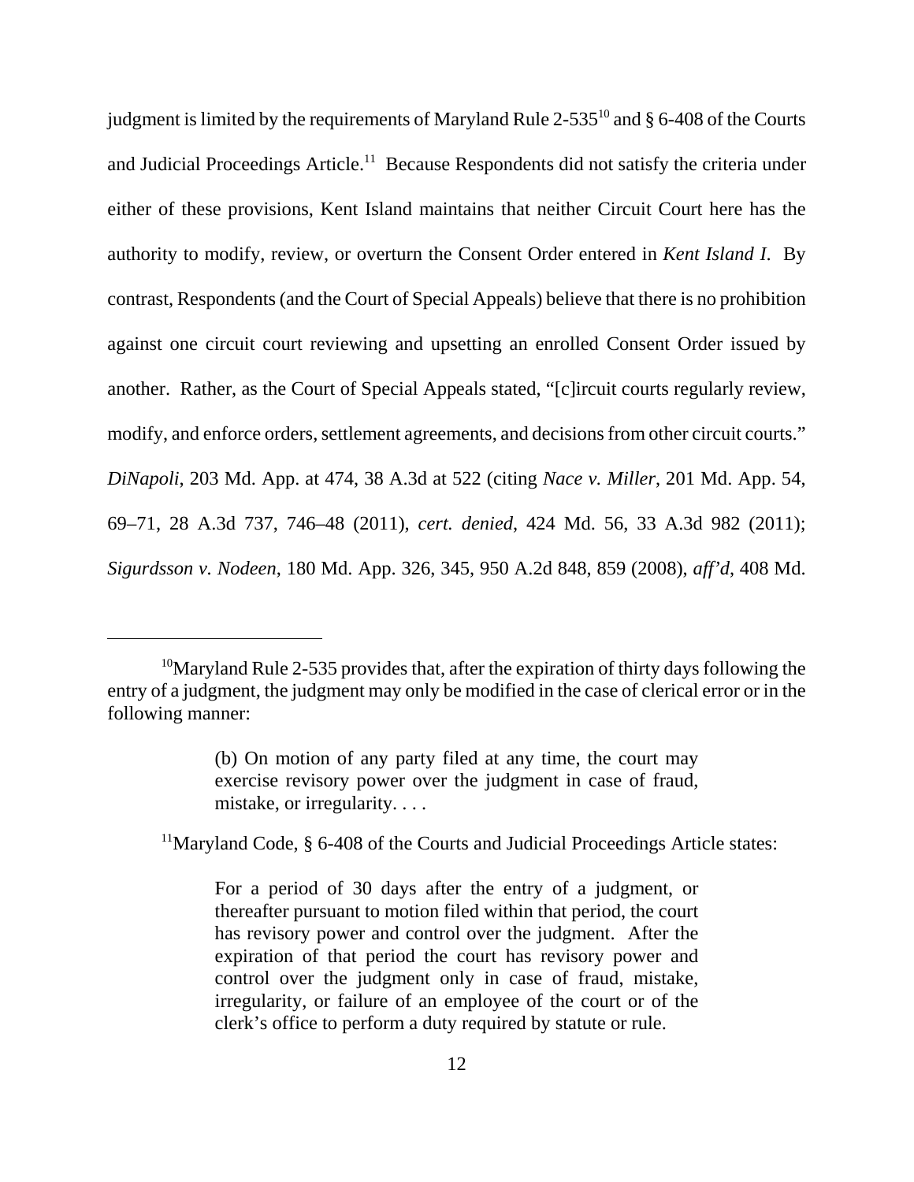judgment is limited by the requirements of Maryland Rule 2-535[10] and § 6-408 of the Courts and Judicial Proceedings Article.[11] Because Respondents did not satisfy the criteria under either of these provisions, Kent Island maintains that neither Circuit Court here has the authority to modify, review, or overturn the Consent Order entered in *Kent Island I*. By contrast, Respondents (and the Court of Special Appeals) believe that there is no prohibition against one circuit court reviewing and upsetting an enrolled Consent Order issued by another. Rather, as the Court of Special Appeals stated, "[c]ircuit courts regularly review, modify, and enforce orders, settlement agreements, and decisions from other circuit courts." *DiNapoli*, 203 Md. App. at 474, 38 A.3d at 522 (citing *Nace v. Miller*, 201 Md. App. 54, 69–71, 28 A.3d 737, 746–48 (2011), *cert. denied*, 424 Md. 56, 33 A.3d 982 (2011); *Sigurdsson v. Nodeen*, 180 Md. App. 326, 345, 950 A.2d 848, 859 (2008), *aff'd*, 408 Md.

---

[10]Maryland Rule 2-535 provides that, after the expiration of thirty days following the entry of a judgment, the judgment may only be modified in the case of clerical error or in the following manner:

> (b) On motion of any party filed at any time, the court may exercise revisory power over the judgment in case of fraud, mistake, or irregularity. . . .

[11]Maryland Code, § 6-408 of the Courts and Judicial Proceedings Article states:

> For a period of 30 days after the entry of a judgment, or thereafter pursuant to motion filed within that period, the court has revisory power and control over the judgment. After the expiration of that period the court has revisory power and control over the judgment only in case of fraud, mistake, irregularity, or failure of an employee of the court or of the clerk's office to perform a duty required by statute or rule.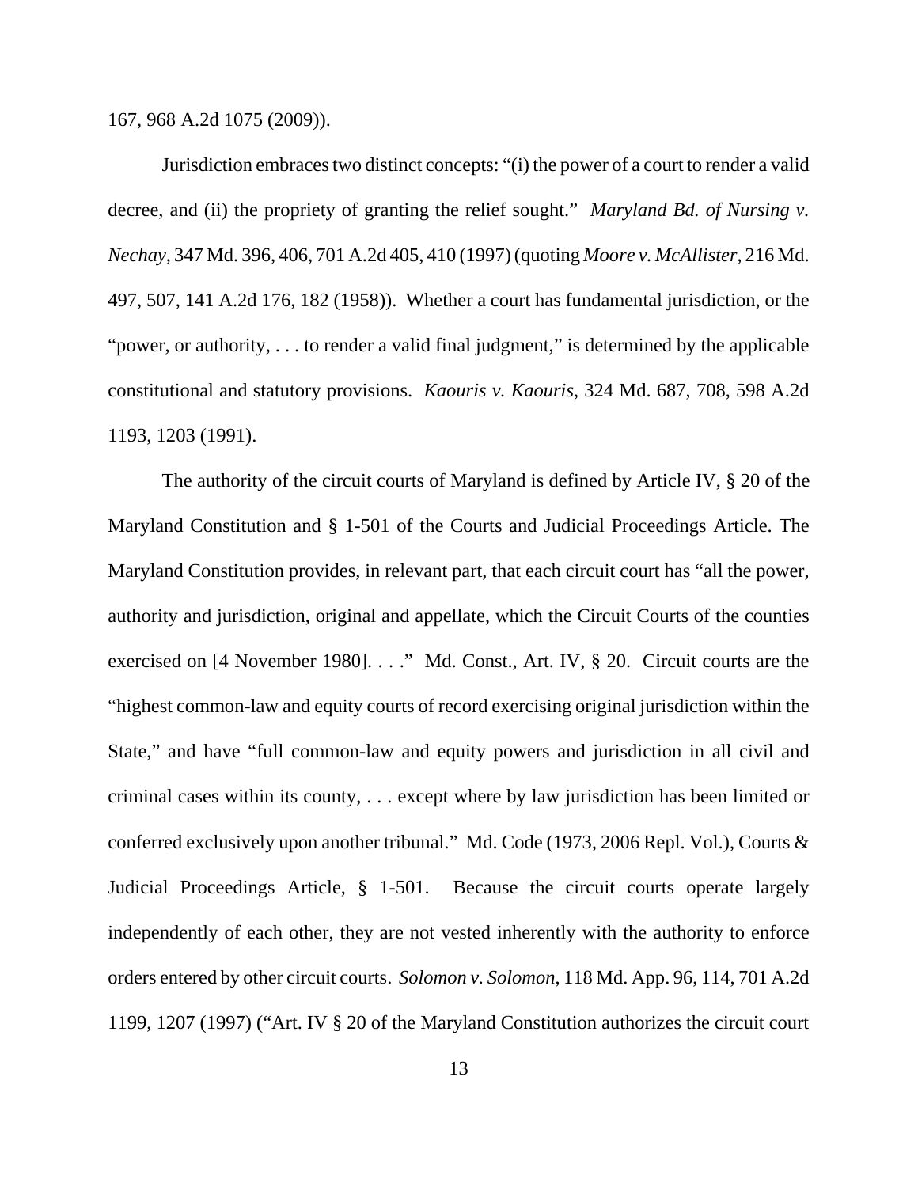167, 968 A.2d 1075 (2009)).

Jurisdiction embraces two distinct concepts: "(i) the power of a court to render a valid decree, and (ii) the propriety of granting the relief sought." *Maryland Bd. of Nursing v. Nechay*, 347 Md. 396, 406, 701 A.2d 405, 410 (1997) (quoting *Moore v. McAllister*, 216 Md. 497, 507, 141 A.2d 176, 182 (1958)). Whether a court has fundamental jurisdiction, or the "power, or authority, . . . to render a valid final judgment," is determined by the applicable constitutional and statutory provisions. *Kaouris v. Kaouris*, 324 Md. 687, 708, 598 A.2d 1193, 1203 (1991).

The authority of the circuit courts of Maryland is defined by Article IV, § 20 of the Maryland Constitution and § 1-501 of the Courts and Judicial Proceedings Article. The Maryland Constitution provides, in relevant part, that each circuit court has "all the power, authority and jurisdiction, original and appellate, which the Circuit Courts of the counties exercised on [4 November 1980]. . . ." Md. Const., Art. IV, § 20. Circuit courts are the "highest common-law and equity courts of record exercising original jurisdiction within the State," and have "full common-law and equity powers and jurisdiction in all civil and criminal cases within its county, . . . except where by law jurisdiction has been limited or conferred exclusively upon another tribunal." Md. Code (1973, 2006 Repl. Vol.), Courts & Judicial Proceedings Article, § 1-501. Because the circuit courts operate largely independently of each other, they are not vested inherently with the authority to enforce orders entered by other circuit courts. *Solomon v. Solomon*, 118 Md. App. 96, 114, 701 A.2d 1199, 1207 (1997) ("Art. IV § 20 of the Maryland Constitution authorizes the circuit court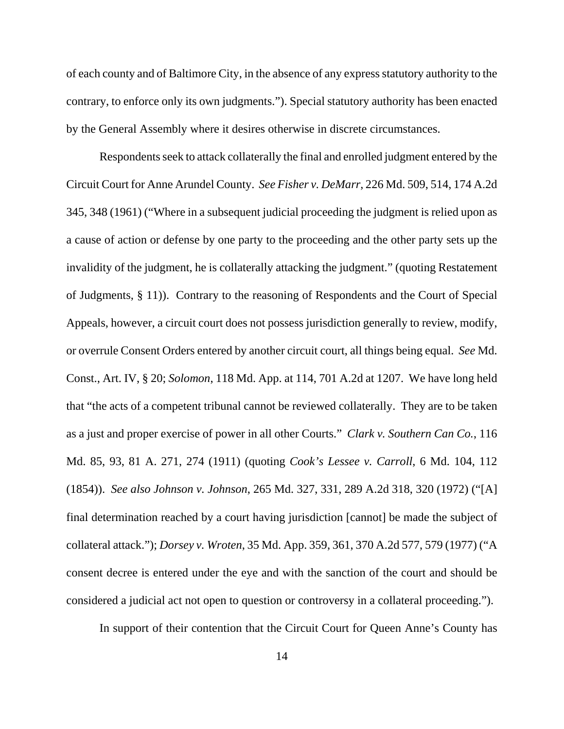of each county and of Baltimore City, in the absence of any express statutory authority to the contrary, to enforce only its own judgments."). Special statutory authority has been enacted by the General Assembly where it desires otherwise in discrete circumstances.

Respondents seek to attack collaterally the final and enrolled judgment entered by the Circuit Court for Anne Arundel County. *See Fisher v. DeMarr*, 226 Md. 509, 514, 174 A.2d 345, 348 (1961) ("Where in a subsequent judicial proceeding the judgment is relied upon as a cause of action or defense by one party to the proceeding and the other party sets up the invalidity of the judgment, he is collaterally attacking the judgment." (quoting Restatement of Judgments, § 11)). Contrary to the reasoning of Respondents and the Court of Special Appeals, however, a circuit court does not possess jurisdiction generally to review, modify, or overrule Consent Orders entered by another circuit court, all things being equal. *See* Md. Const., Art. IV, § 20; *Solomon*, 118 Md. App. at 114, 701 A.2d at 1207. We have long held that "the acts of a competent tribunal cannot be reviewed collaterally. They are to be taken as a just and proper exercise of power in all other Courts." *Clark v. Southern Can Co.*, 116 Md. 85, 93, 81 A. 271, 274 (1911) (quoting *Cook's Lessee v. Carroll*, 6 Md. 104, 112 (1854)). *See also Johnson v. Johnson*, 265 Md. 327, 331, 289 A.2d 318, 320 (1972) ("[A] final determination reached by a court having jurisdiction [cannot] be made the subject of collateral attack."); *Dorsey v. Wroten*, 35 Md. App. 359, 361, 370 A.2d 577, 579 (1977) ("A consent decree is entered under the eye and with the sanction of the court and should be considered a judicial act not open to question or controversy in a collateral proceeding.").

In support of their contention that the Circuit Court for Queen Anne's County has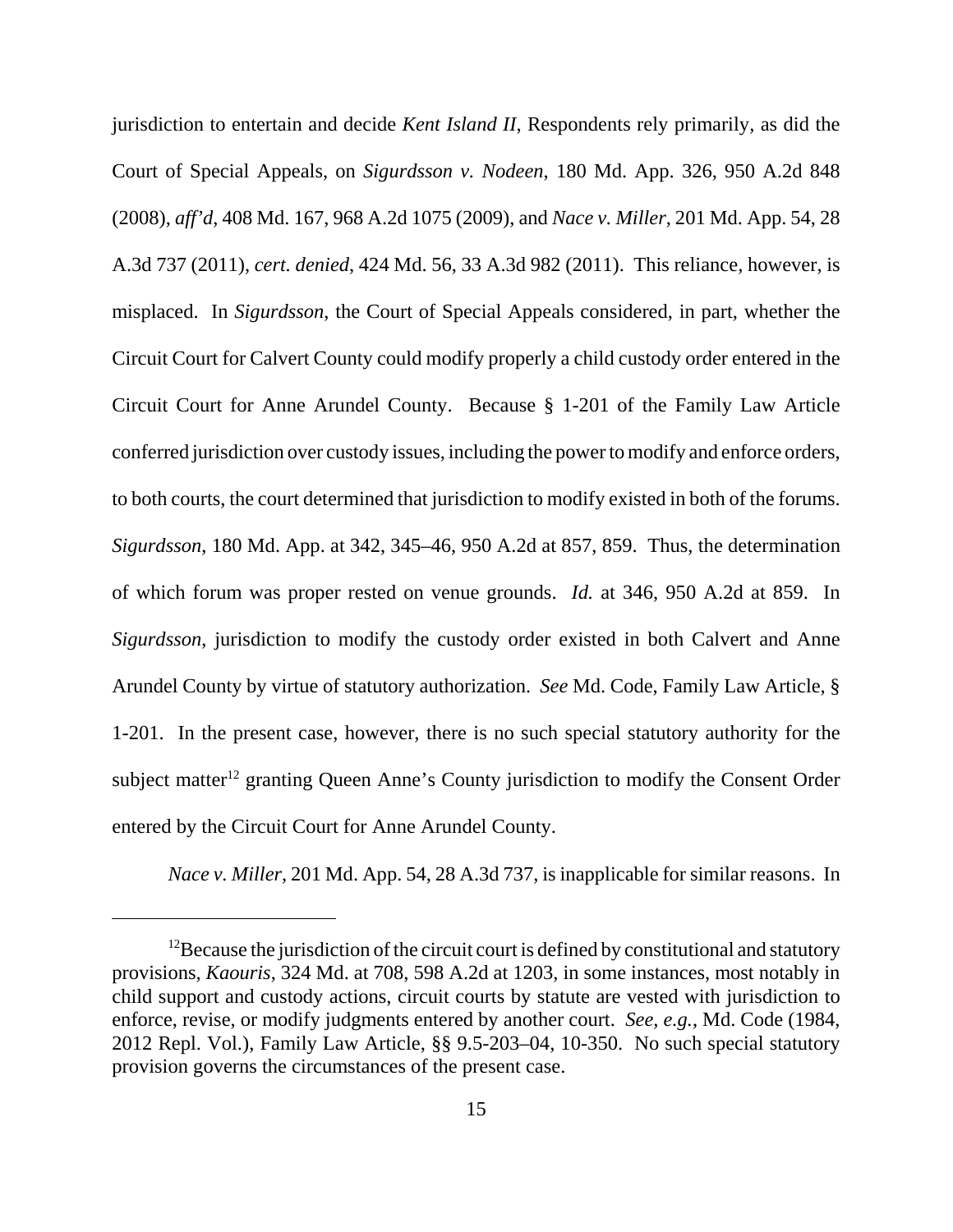jurisdiction to entertain and decide *Kent Island II*, Respondents rely primarily, as did the Court of Special Appeals, on *Sigurdsson v. Nodeen*, 180 Md. App. 326, 950 A.2d 848 (2008), *aff'd*, 408 Md. 167, 968 A.2d 1075 (2009), and *Nace v. Miller*, 201 Md. App. 54, 28 A.3d 737 (2011), *cert. denied*, 424 Md. 56, 33 A.3d 982 (2011). This reliance, however, is misplaced. In *Sigurdsson*, the Court of Special Appeals considered, in part, whether the Circuit Court for Calvert County could modify properly a child custody order entered in the Circuit Court for Anne Arundel County. Because § 1-201 of the Family Law Article conferred jurisdiction over custody issues, including the power to modify and enforce orders, to both courts, the court determined that jurisdiction to modify existed in both of the forums. *Sigurdsson*, 180 Md. App. at 342, 345–46, 950 A.2d at 857, 859. Thus, the determination of which forum was proper rested on venue grounds. *Id.* at 346, 950 A.2d at 859. In *Sigurdsson*, jurisdiction to modify the custody order existed in both Calvert and Anne Arundel County by virtue of statutory authorization. *See* Md. Code, Family Law Article, § 1-201. In the present case, however, there is no such special statutory authority for the subject matter[12] granting Queen Anne's County jurisdiction to modify the Consent Order entered by the Circuit Court for Anne Arundel County.

*Nace v. Miller*, 201 Md. App. 54, 28 A.3d 737, is inapplicable for similar reasons. In

---

[12] Because the jurisdiction of the circuit court is defined by constitutional and statutory provisions, *Kaouris*, 324 Md. at 708, 598 A.2d at 1203, in some instances, most notably in child support and custody actions, circuit courts by statute are vested with jurisdiction to enforce, revise, or modify judgments entered by another court. *See, e.g.*, Md. Code (1984, 2012 Repl. Vol.), Family Law Article, §§ 9.5-203–04, 10-350. No such special statutory provision governs the circumstances of the present case.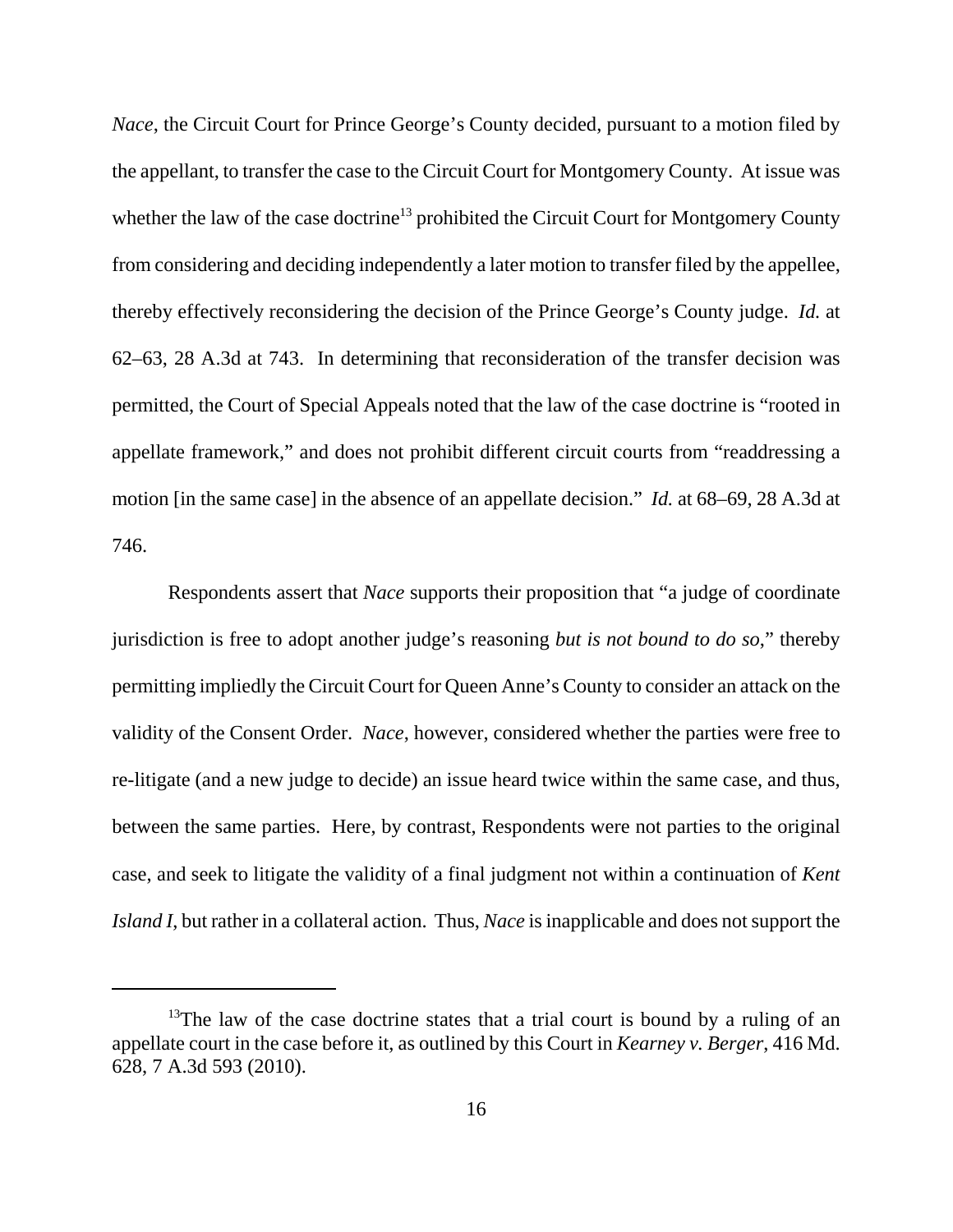*Nace*, the Circuit Court for Prince George's County decided, pursuant to a motion filed by the appellant, to transfer the case to the Circuit Court for Montgomery County. At issue was whether the law of the case doctrine[13] prohibited the Circuit Court for Montgomery County from considering and deciding independently a later motion to transfer filed by the appellee, thereby effectively reconsidering the decision of the Prince George's County judge. *Id.* at 62–63, 28 A.3d at 743. In determining that reconsideration of the transfer decision was permitted, the Court of Special Appeals noted that the law of the case doctrine is "rooted in appellate framework," and does not prohibit different circuit courts from "readdressing a motion [in the same case] in the absence of an appellate decision." *Id.* at 68–69, 28 A.3d at 746.

Respondents assert that *Nace* supports their proposition that "a judge of coordinate jurisdiction is free to adopt another judge's reasoning *but is not bound to do so*," thereby permitting impliedly the Circuit Court for Queen Anne's County to consider an attack on the validity of the Consent Order. *Nace*, however, considered whether the parties were free to re-litigate (and a new judge to decide) an issue heard twice within the same case, and thus, between the same parties. Here, by contrast, Respondents were not parties to the original case, and seek to litigate the validity of a final judgment not within a continuation of *Kent Island I*, but rather in a collateral action. Thus, *Nace* is inapplicable and does not support the

[13] The law of the case doctrine states that a trial court is bound by a ruling of an appellate court in the case before it, as outlined by this Court in *Kearney v. Berger*, 416 Md. 628, 7 A.3d 593 (2010).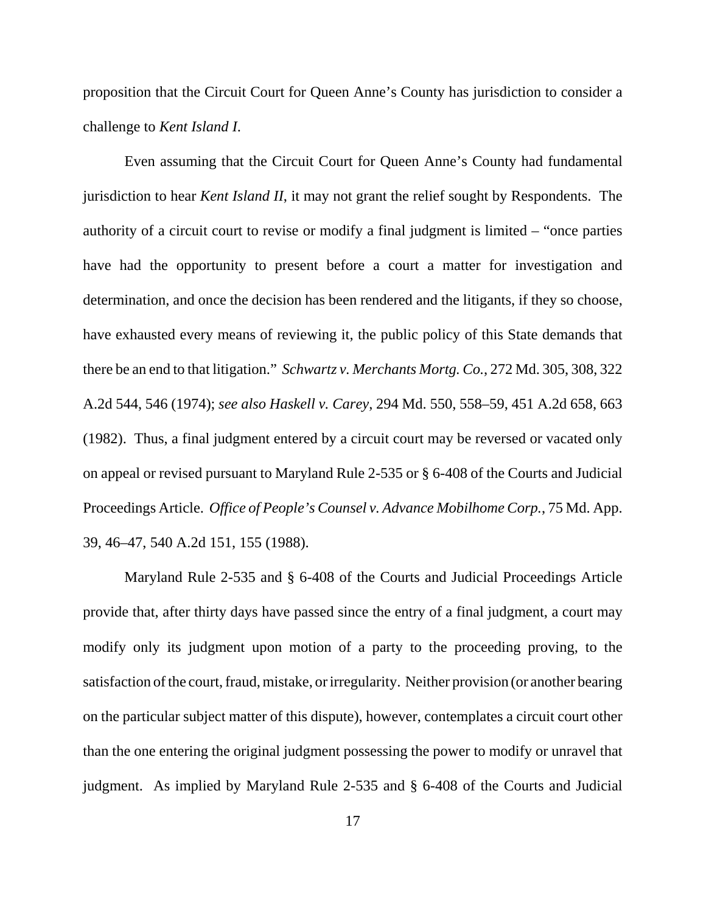proposition that the Circuit Court for Queen Anne's County has jurisdiction to consider a challenge to *Kent Island I*.

Even assuming that the Circuit Court for Queen Anne's County had fundamental jurisdiction to hear *Kent Island II*, it may not grant the relief sought by Respondents. The authority of a circuit court to revise or modify a final judgment is limited – "once parties have had the opportunity to present before a court a matter for investigation and determination, and once the decision has been rendered and the litigants, if they so choose, have exhausted every means of reviewing it, the public policy of this State demands that there be an end to that litigation." *Schwartz v. Merchants Mortg. Co.*, 272 Md. 305, 308, 322 A.2d 544, 546 (1974); *see also Haskell v. Carey*, 294 Md. 550, 558–59, 451 A.2d 658, 663 (1982). Thus, a final judgment entered by a circuit court may be reversed or vacated only on appeal or revised pursuant to Maryland Rule 2-535 or § 6-408 of the Courts and Judicial Proceedings Article. *Office of People's Counsel v. Advance Mobilhome Corp.*, 75 Md. App. 39, 46–47, 540 A.2d 151, 155 (1988).

Maryland Rule 2-535 and § 6-408 of the Courts and Judicial Proceedings Article provide that, after thirty days have passed since the entry of a final judgment, a court may modify only its judgment upon motion of a party to the proceeding proving, to the satisfaction of the court, fraud, mistake, or irregularity. Neither provision (or another bearing on the particular subject matter of this dispute), however, contemplates a circuit court other than the one entering the original judgment possessing the power to modify or unravel that judgment. As implied by Maryland Rule 2-535 and § 6-408 of the Courts and Judicial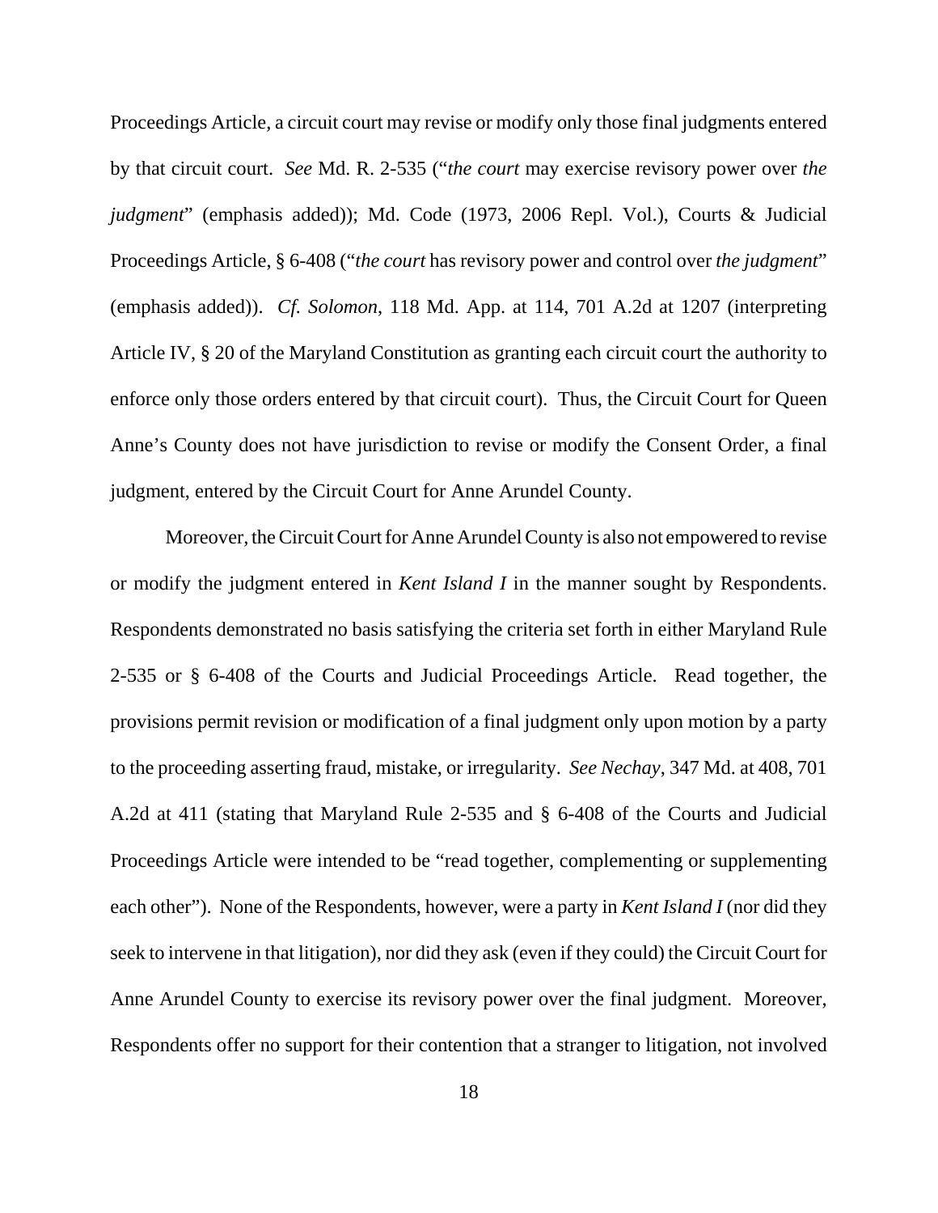Proceedings Article, a circuit court may revise or modify only those final judgments entered by that circuit court. *See* Md. R. 2-535 ("*the court* may exercise revisory power over *the judgment*" (emphasis added)); Md. Code (1973, 2006 Repl. Vol.), Courts & Judicial Proceedings Article, § 6-408 ("*the court* has revisory power and control over *the judgment*" (emphasis added)). *Cf. Solomon*, 118 Md. App. at 114, 701 A.2d at 1207 (interpreting Article IV, § 20 of the Maryland Constitution as granting each circuit court the authority to enforce only those orders entered by that circuit court). Thus, the Circuit Court for Queen Anne's County does not have jurisdiction to revise or modify the Consent Order, a final judgment, entered by the Circuit Court for Anne Arundel County.

Moreover, the Circuit Court for Anne Arundel County is also not empowered to revise or modify the judgment entered in *Kent Island I* in the manner sought by Respondents. Respondents demonstrated no basis satisfying the criteria set forth in either Maryland Rule 2-535 or § 6-408 of the Courts and Judicial Proceedings Article. Read together, the provisions permit revision or modification of a final judgment only upon motion by a party to the proceeding asserting fraud, mistake, or irregularity. *See Nechay*, 347 Md. at 408, 701 A.2d at 411 (stating that Maryland Rule 2-535 and § 6-408 of the Courts and Judicial Proceedings Article were intended to be "read together, complementing or supplementing each other"). None of the Respondents, however, were a party in *Kent Island I* (nor did they seek to intervene in that litigation), nor did they ask (even if they could) the Circuit Court for Anne Arundel County to exercise its revisory power over the final judgment. Moreover, Respondents offer no support for their contention that a stranger to litigation, not involved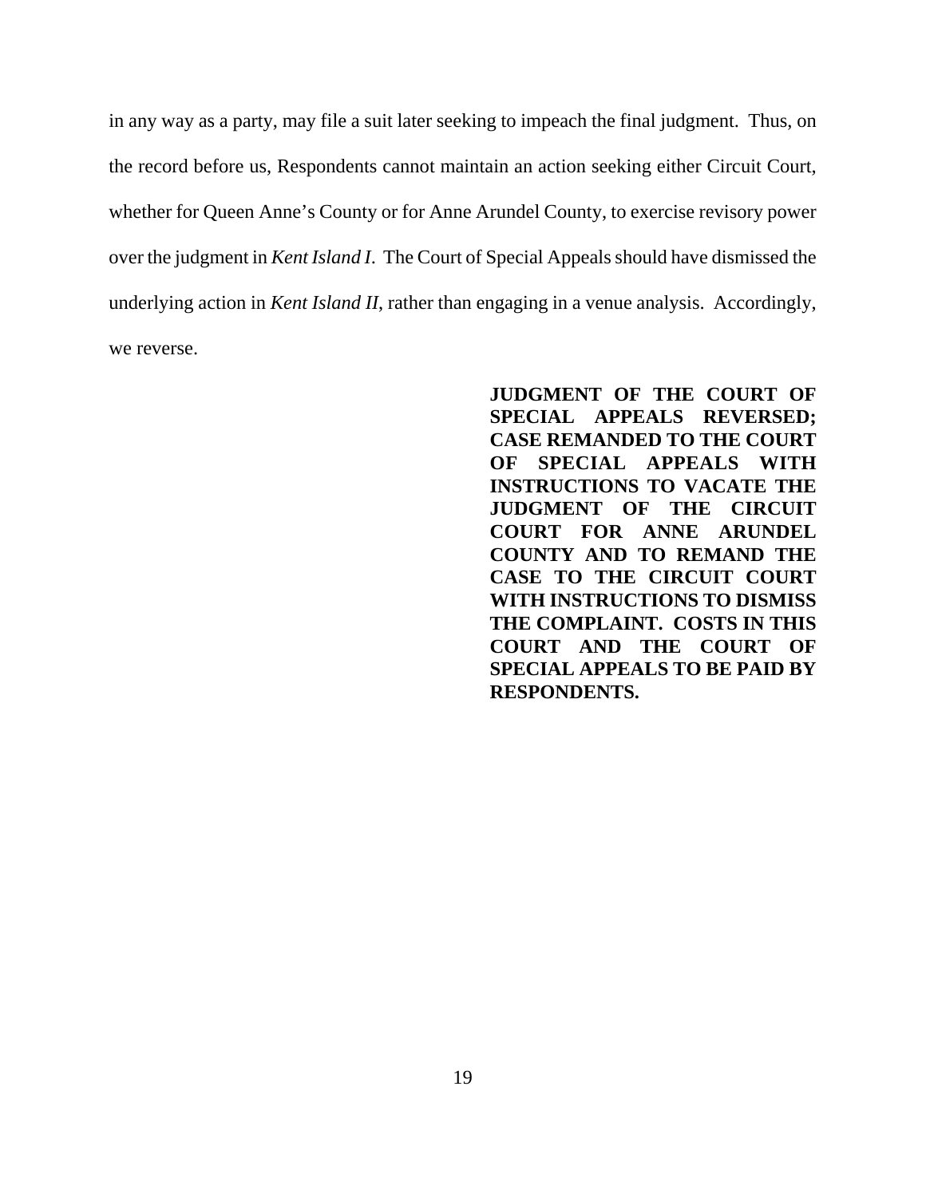in any way as a party, may file a suit later seeking to impeach the final judgment. Thus, on the record before us, Respondents cannot maintain an action seeking either Circuit Court, whether for Queen Anne's County or for Anne Arundel County, to exercise revisory power over the judgment in *Kent Island I*. The Court of Special Appeals should have dismissed the underlying action in *Kent Island II*, rather than engaging in a venue analysis. Accordingly, we reverse.

**JUDGMENT OF THE COURT OF SPECIAL APPEALS REVERSED; CASE REMANDED TO THE COURT OF SPECIAL APPEALS WITH INSTRUCTIONS TO VACATE THE JUDGMENT OF THE CIRCUIT COURT FOR ANNE ARUNDEL COUNTY AND TO REMAND THE CASE TO THE CIRCUIT COURT WITH INSTRUCTIONS TO DISMISS THE COMPLAINT. COSTS IN THIS COURT AND THE COURT OF SPECIAL APPEALS TO BE PAID BY RESPONDENTS.**